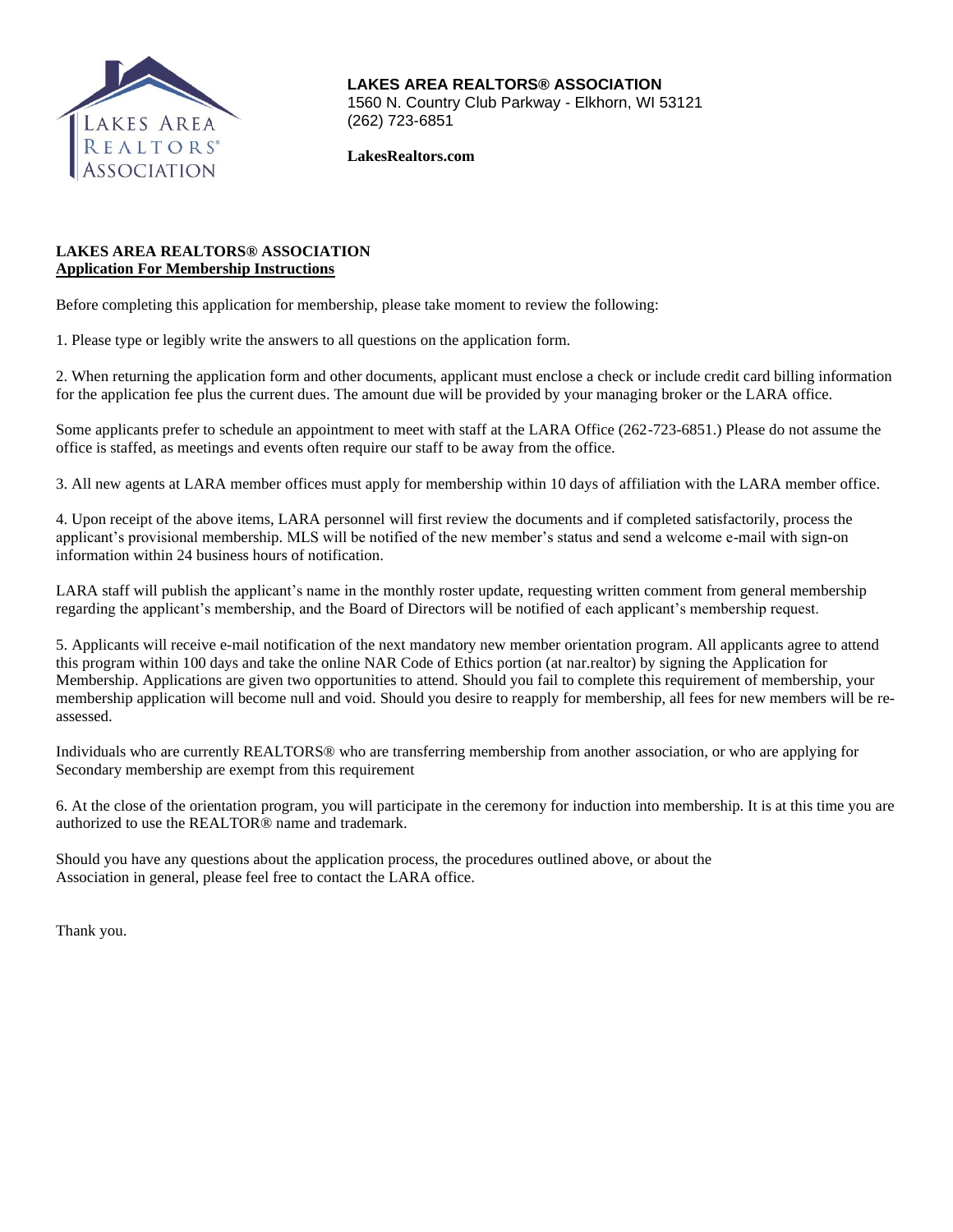**LAKES AREA REALTORS® ASSOCIATION**
1560 N. Country Club Parkway - Elkhorn, WI 53121
(262) 723-6851

**LakesRealtors.com**

**LAKES AREA REALTORS® ASSOCIATION**
**Application For Membership Instructions**

Before completing this application for membership, please take moment to review the following:

1. Please type or legibly write the answers to all questions on the application form.

2. When returning the application form and other documents, applicant must enclose a check or include credit card billing information for the application fee plus the current dues. The amount due will be provided by your managing broker or the LARA office.

Some applicants prefer to schedule an appointment to meet with staff at the LARA Office (262-723-6851.) Please do not assume the office is staffed, as meetings and events often require our staff to be away from the office.

3. All new agents at LARA member offices must apply for membership within 10 days of affiliation with the LARA member office.

4. Upon receipt of the above items, LARA personnel will first review the documents and if completed satisfactorily, process the applicant's provisional membership. MLS will be notified of the new member's status and send a welcome e-mail with sign-on information within 24 business hours of notification.

LARA staff will publish the applicant's name in the monthly roster update, requesting written comment from general membership regarding the applicant's membership, and the Board of Directors will be notified of each applicant's membership request.

5. Applicants will receive e-mail notification of the next mandatory new member orientation program. All applicants agree to attend this program within 100 days and take the online NAR Code of Ethics portion (at nar.realtor) by signing the Application for Membership. Applications are given two opportunities to attend. Should you fail to complete this requirement of membership, your membership application will become null and void. Should you desire to reapply for membership, all fees for new members will be re-assessed.

Individuals who are currently REALTORS® who are transferring membership from another association, or who are applying for Secondary membership are exempt from this requirement

6. At the close of the orientation program, you will participate in the ceremony for induction into membership. It is at this time you are authorized to use the REALTOR® name and trademark.

Should you have any questions about the application process, the procedures outlined above, or about the Association in general, please feel free to contact the LARA office.

Thank you.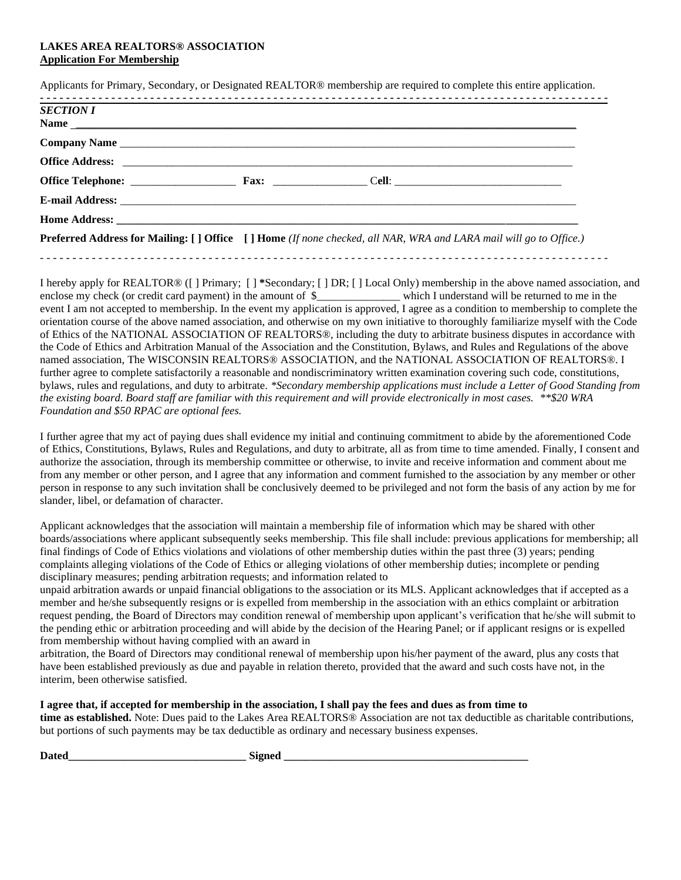**LAKES AREA REALTORS® ASSOCIATION**
**Application For Membership**

Applicants for Primary, Secondary, or Designated REALTOR® membership are required to complete this entire application.

- - - - - - - - - - - - - - - - - - - - - - - - - - - - - - - - - - - - - - - - - - - - - - - - - - - - - - - - - - - - - - - - - - - - - - - - - - - - - - - - - - - - - -

***SECTION I***

**Name** ________________________________________________________________________________________

**Company Name** ________________________________________________________________________________

**Office Address:** ______________________________________________________________________________

**Office Telephone:** ____________________ **Fax:** _________________ **Cell**: _______________________________

**E-mail Address:** ______________________________________________________________________________

**Home Address:** _______________________________________________________________________________

**Preferred Address for Mailing: [ ] Office [ ] Home** *(If none checked, all NAR, WRA and LARA mail will go to Office.)*

- - - - - - - - - - - - - - - - - - - - - - - - - - - - - - - - - - - - - - - - - - - - - - - - - - - - - - - - - - - - - - - - - - - - - - - - - - - - - - - - - - - - - -

I hereby apply for REALTOR® ([ ] Primary; [ ] **\***Secondary; [ ] DR; [ ] Local Only) membership in the above named association, and enclose my check (or credit card payment) in the amount of $_______________ which I understand will be returned to me in the event I am not accepted to membership. In the event my application is approved, I agree as a condition to membership to complete the orientation course of the above named association, and otherwise on my own initiative to thoroughly familiarize myself with the Code of Ethics of the NATIONAL ASSOCIATION OF REALTORS®, including the duty to arbitrate business disputes in accordance with the Code of Ethics and Arbitration Manual of the Association and the Constitution, Bylaws, and Rules and Regulations of the above named association, The WISCONSIN REALTORS® ASSOCIATION, and the NATIONAL ASSOCIATION OF REALTORS®. I further agree to complete satisfactorily a reasonable and nondiscriminatory written examination covering such code, constitutions, bylaws, rules and regulations, and duty to arbitrate. *\*Secondary membership applications must include a Letter of Good Standing from the existing board. Board staff are familiar with this requirement and will provide electronically in most cases. \*\*$20 WRA Foundation and $50 RPAC are optional fees.*

I further agree that my act of paying dues shall evidence my initial and continuing commitment to abide by the aforementioned Code of Ethics, Constitutions, Bylaws, Rules and Regulations, and duty to arbitrate, all as from time to time amended. Finally, I consent and authorize the association, through its membership committee or otherwise, to invite and receive information and comment about me from any member or other person, and I agree that any information and comment furnished to the association by any member or other person in response to any such invitation shall be conclusively deemed to be privileged and not form the basis of any action by me for slander, libel, or defamation of character.

Applicant acknowledges that the association will maintain a membership file of information which may be shared with other boards/associations where applicant subsequently seeks membership. This file shall include: previous applications for membership; all final findings of Code of Ethics violations and violations of other membership duties within the past three (3) years; pending complaints alleging violations of the Code of Ethics or alleging violations of other membership duties; incomplete or pending disciplinary measures; pending arbitration requests; and information related to
unpaid arbitration awards or unpaid financial obligations to the association or its MLS. Applicant acknowledges that if accepted as a member and he/she subsequently resigns or is expelled from membership in the association with an ethics complaint or arbitration request pending, the Board of Directors may condition renewal of membership upon applicant's verification that he/she will submit to the pending ethic or arbitration proceeding and will abide by the decision of the Hearing Panel; or if applicant resigns or is expelled from membership without having complied with an award in
arbitration, the Board of Directors may conditional renewal of membership upon his/her payment of the award, plus any costs that have been established previously as due and payable in relation thereto, provided that the award and such costs have not, in the interim, been otherwise satisfied.

**I agree that, if accepted for membership in the association, I shall pay the fees and dues as from time to time as established.** Note: Dues paid to the Lakes Area REALTORS® Association are not tax deductible as charitable contributions, but portions of such payments may be tax deductible as ordinary and necessary business expenses.

**Dated**________________________________ **Signed** ____________________________________________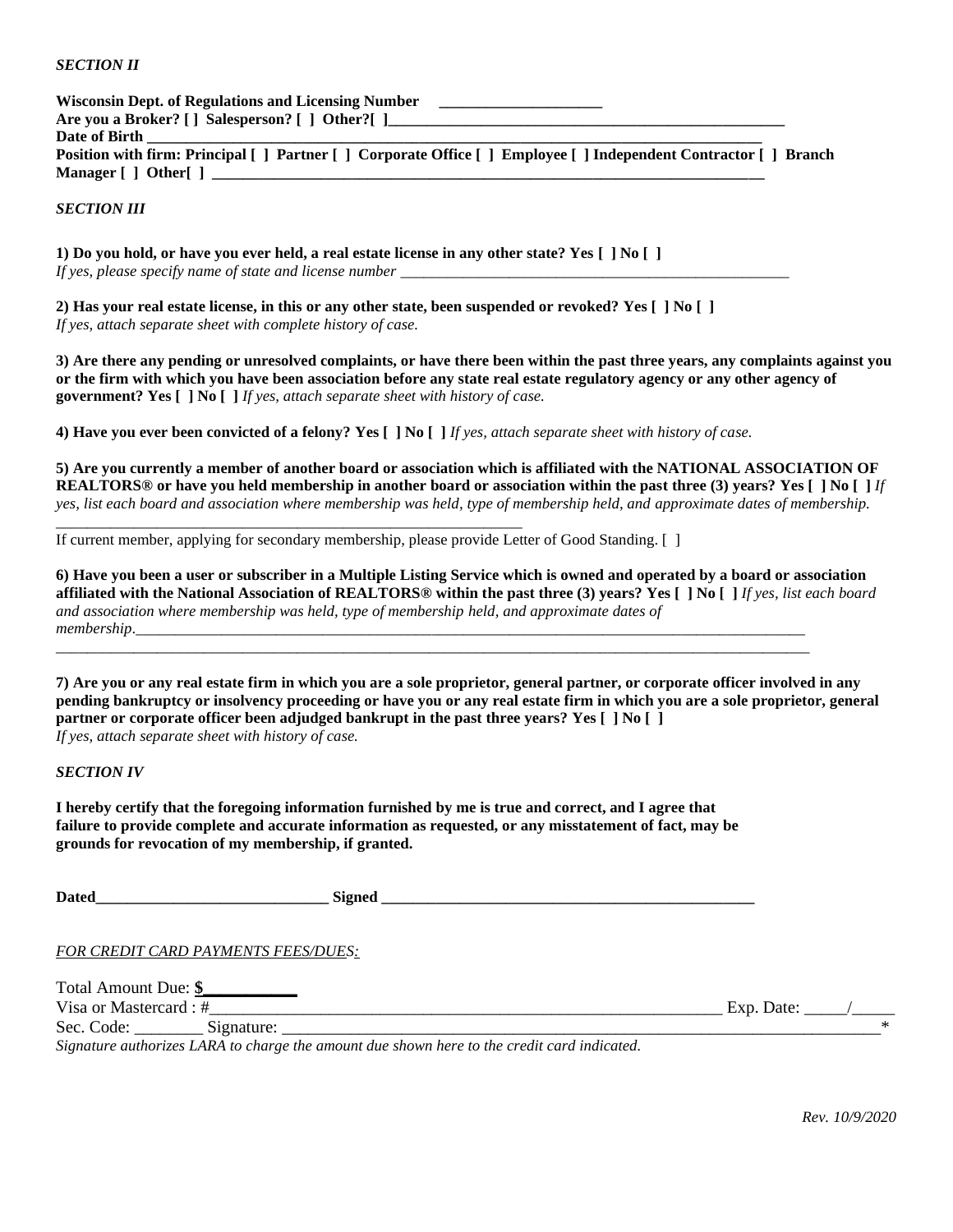*SECTION II*

**Wisconsin Dept. of Regulations and Licensing Number \_\_\_\_\_\_\_\_\_\_\_\_\_\_\_\_\_\_\_\_\_\_**
**Are you a Broker? [ ] Salesperson? [ ] Other?[ ]\_\_\_\_\_\_\_\_\_\_\_\_\_\_\_\_\_\_\_\_\_\_\_\_\_\_\_\_\_\_\_\_\_\_\_\_\_\_\_\_\_\_\_\_\_\_\_\_\_\_\_\_\_**
**Date of Birth \_\_\_\_\_\_\_\_\_\_\_\_\_\_\_\_\_\_\_\_\_\_\_\_\_\_\_\_\_\_\_\_\_\_\_\_\_\_\_\_\_\_\_\_\_\_\_\_\_\_\_\_\_\_\_\_\_\_\_\_\_\_\_\_\_\_\_\_\_\_\_\_\_\_\_\_\_\_\_\_\_\_\_**
**Position with firm: Principal [ ] Partner [ ] Corporate Office [ ] Employee [ ] Independent Contractor [ ] Branch Manager [ ] Other[ ] \_\_\_\_\_\_\_\_\_\_\_\_\_\_\_\_\_\_\_\_\_\_\_\_\_\_\_\_\_\_\_\_\_\_\_\_\_\_\_\_\_\_\_\_\_\_\_\_\_\_\_\_\_\_\_\_\_\_\_\_\_\_\_\_\_\_\_\_\_\_\_\_\_\_\_**

*SECTION III*

**1) Do you hold, or have you ever held, a real estate license in any other state? Yes [ ] No [ ]**
*If yes, please specify name of state and license number* \_\_\_\_\_\_\_\_\_\_\_\_\_\_\_\_\_\_\_\_\_\_\_\_\_\_\_\_\_\_\_\_\_\_\_\_\_\_\_\_\_\_\_\_\_\_\_\_\_\_\_\_\_\_

**2) Has your real estate license, in this or any other state, been suspended or revoked? Yes [ ] No [ ]**
*If yes, attach separate sheet with complete history of case.*

**3) Are there any pending or unresolved complaints, or have there been within the past three years, any complaints against you or the firm with which you have been association before any state real estate regulatory agency or any other agency of government? Yes [ ] No [ ]** *If yes, attach separate sheet with history of case.*

**4) Have you ever been convicted of a felony? Yes [ ] No [ ]** *If yes, attach separate sheet with history of case.*

**5) Are you currently a member of another board or association which is affiliated with the NATIONAL ASSOCIATION OF REALTORS® or have you held membership in another board or association within the past three (3) years? Yes [ ] No [ ]** *If yes, list each board and association where membership was held, type of membership held, and approximate dates of membership.*
\_\_\_\_\_\_\_\_\_\_\_\_\_\_\_\_\_\_\_\_\_\_\_\_\_\_\_\_\_\_\_\_\_\_\_\_\_\_\_\_\_\_\_\_\_\_\_\_\_\_\_\_\_\_\_\_\_\_\_\_\_\_\_\_\_
If current member, applying for secondary membership, please provide Letter of Good Standing. [ ]

**6) Have you been a user or subscriber in a Multiple Listing Service which is owned and operated by a board or association affiliated with the National Association of REALTORS® within the past three (3) years? Yes [ ] No [ ]** *If yes, list each board and association where membership was held, type of membership held, and approximate dates of membership.*\_\_\_\_\_\_\_\_\_\_\_\_\_\_\_\_\_\_\_\_\_\_\_\_\_\_\_\_\_\_\_\_\_\_\_\_\_\_\_\_\_\_\_\_\_\_\_\_\_\_\_\_\_\_\_\_\_\_\_\_\_\_\_\_\_\_\_\_\_\_\_\_\_\_\_\_\_\_\_\_\_\_\_\_\_\_\_\_\_\_\_\_\_
\_\_\_\_\_\_\_\_\_\_\_\_\_\_\_\_\_\_\_\_\_\_\_\_\_\_\_\_\_\_\_\_\_\_\_\_\_\_\_\_\_\_\_\_\_\_\_\_\_\_\_\_\_\_\_\_\_\_\_\_\_\_\_\_\_\_\_\_\_\_\_\_\_\_\_\_\_\_\_\_\_\_\_\_\_\_\_\_\_\_\_\_\_\_\_\_\_\_\_\_\_\_\_\_\_\_

**7) Are you or any real estate firm in which you are a sole proprietor, general partner, or corporate officer involved in any pending bankruptcy or insolvency proceeding or have you or any real estate firm in which you are a sole proprietor, general partner or corporate officer been adjudged bankrupt in the past three years? Yes [ ] No [ ]**
*If yes, attach separate sheet with history of case.*

*SECTION IV*

**I hereby certify that the foregoing information furnished by me is true and correct, and I agree that failure to provide complete and accurate information as requested, or any misstatement of fact, may be grounds for revocation of my membership, if granted.**

**Dated\_\_\_\_\_\_\_\_\_\_\_\_\_\_\_\_\_\_\_\_\_\_\_\_\_\_\_\_\_\_\_\_ Signed \_\_\_\_\_\_\_\_\_\_\_\_\_\_\_\_\_\_\_\_\_\_\_\_\_\_\_\_\_\_\_\_\_\_\_\_\_\_\_\_\_\_\_\_\_\_\_\_\_\_\_\_**

*FOR CREDIT CARD PAYMENTS FEES/DUES:*

Total Amount Due: **$\_\_\_\_\_\_\_\_\_\_\_\_**
Visa or Mastercard : #\_\_\_\_\_\_\_\_\_\_\_\_\_\_\_\_\_\_\_\_\_\_\_\_\_\_\_\_\_\_\_\_\_\_\_\_\_\_\_\_\_\_\_\_\_\_\_\_\_\_\_\_\_\_\_\_\_\_\_\_\_\_\_\_\_\_ Exp. Date: \_\_\_\_\_/\_\_\_\_\_
Sec. Code: \_\_\_\_\_\_\_\_ Signature: \_\_\_\_\_\_\_\_\_\_\_\_\_\_\_\_\_\_\_\_\_\_\_\_\_\_\_\_\_\_\_\_\_\_\_\_\_\_\_\_\_\_\_\_\_\_\_\_\_\_\_\_\_\_\_\_\_\_\_\_\_\_\_\_\_\_\_\_\_\_\_\_\_\_\_\_\_\_\_\*
*Signature authorizes LARA to charge the amount due shown here to the credit card indicated.*

*Rev. 10/9/2020*